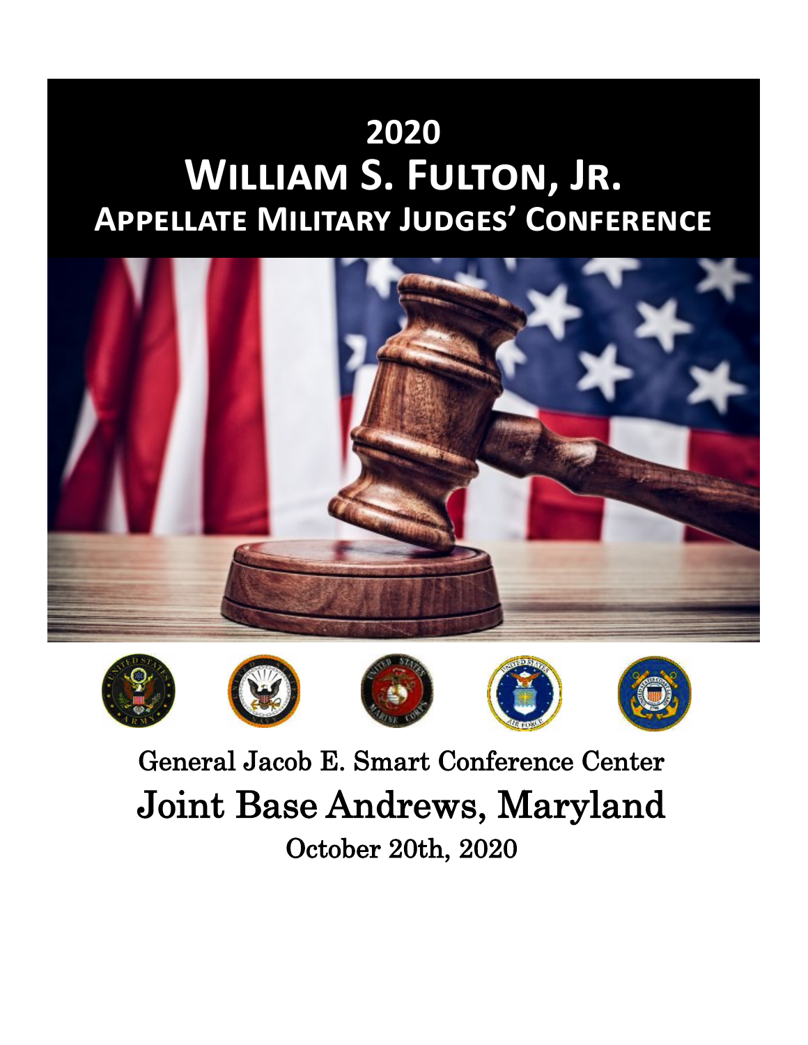# 2020
# William S. Fulton, Jr.
## Appellate Military Judges' Conference

General Jacob E. Smart Conference Center

Joint Base Andrews, Maryland

October 20th, 2020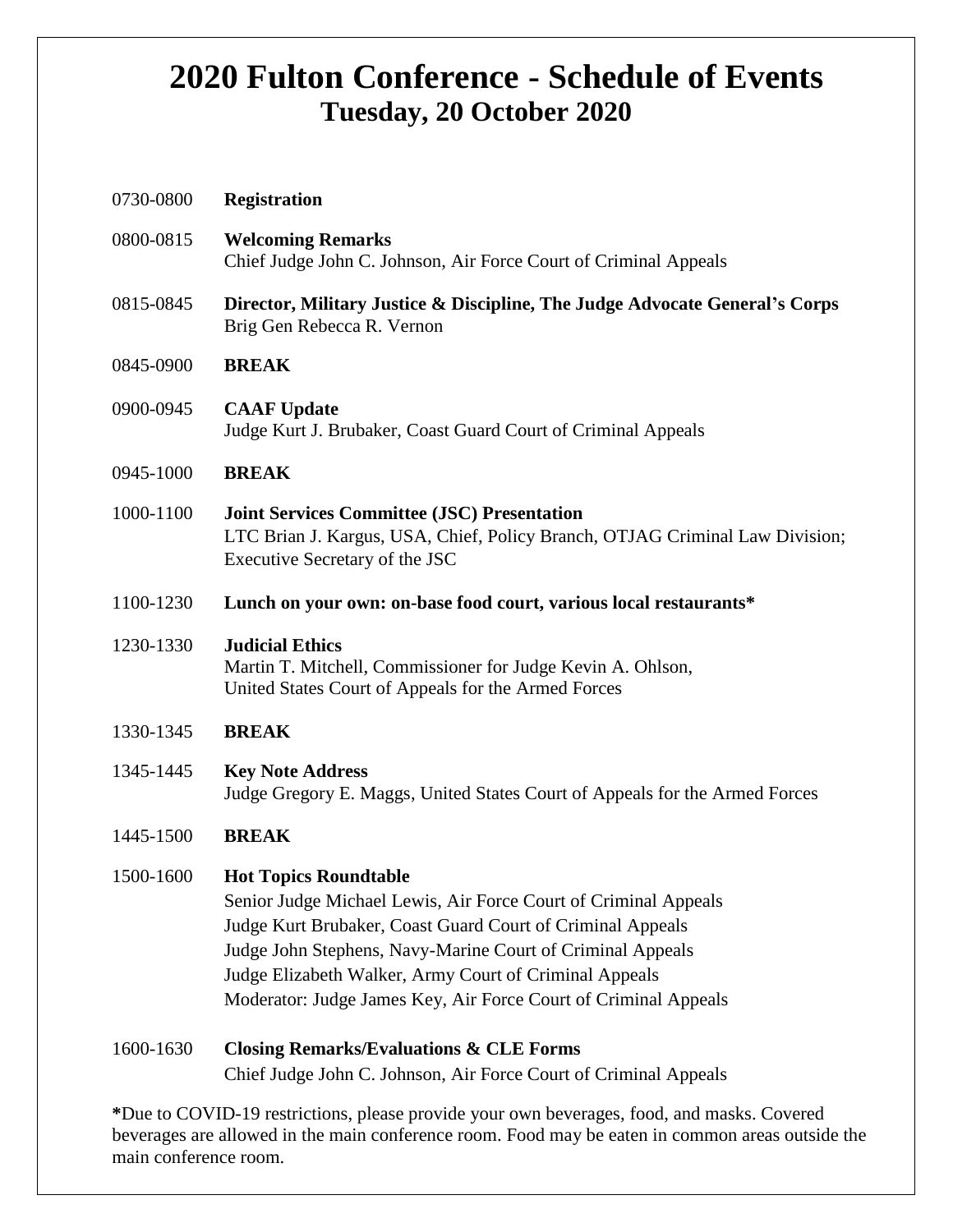# 2020 Fulton Conference - Schedule of Events

## Tuesday, 20 October 2020

0730-0800 **Registration**

0800-0815 **Welcoming Remarks**
Chief Judge John C. Johnson, Air Force Court of Criminal Appeals

0815-0845 **Director, Military Justice & Discipline, The Judge Advocate General's Corps**
Brig Gen Rebecca R. Vernon

0845-0900 **BREAK**

0900-0945 **CAAF Update**
Judge Kurt J. Brubaker, Coast Guard Court of Criminal Appeals

0945-1000 **BREAK**

1000-1100 **Joint Services Committee (JSC) Presentation**
LTC Brian J. Kargus, USA, Chief, Policy Branch, OTJAG Criminal Law Division; Executive Secretary of the JSC

1100-1230 **Lunch on your own: on-base food court, various local restaurants***

1230-1330 **Judicial Ethics**
Martin T. Mitchell, Commissioner for Judge Kevin A. Ohlson, United States Court of Appeals for the Armed Forces

1330-1345 **BREAK**

1345-1445 **Key Note Address**
Judge Gregory E. Maggs, United States Court of Appeals for the Armed Forces

1445-1500 **BREAK**

1500-1600 **Hot Topics Roundtable**
Senior Judge Michael Lewis, Air Force Court of Criminal Appeals
Judge Kurt Brubaker, Coast Guard Court of Criminal Appeals
Judge John Stephens, Navy-Marine Court of Criminal Appeals
Judge Elizabeth Walker, Army Court of Criminal Appeals
Moderator: Judge James Key, Air Force Court of Criminal Appeals

1600-1630 **Closing Remarks/Evaluations & CLE Forms**
Chief Judge John C. Johnson, Air Force Court of Criminal Appeals

***** Due to COVID-19 restrictions, please provide your own beverages, food, and masks. Covered beverages are allowed in the main conference room. Food may be eaten in common areas outside the main conference room.